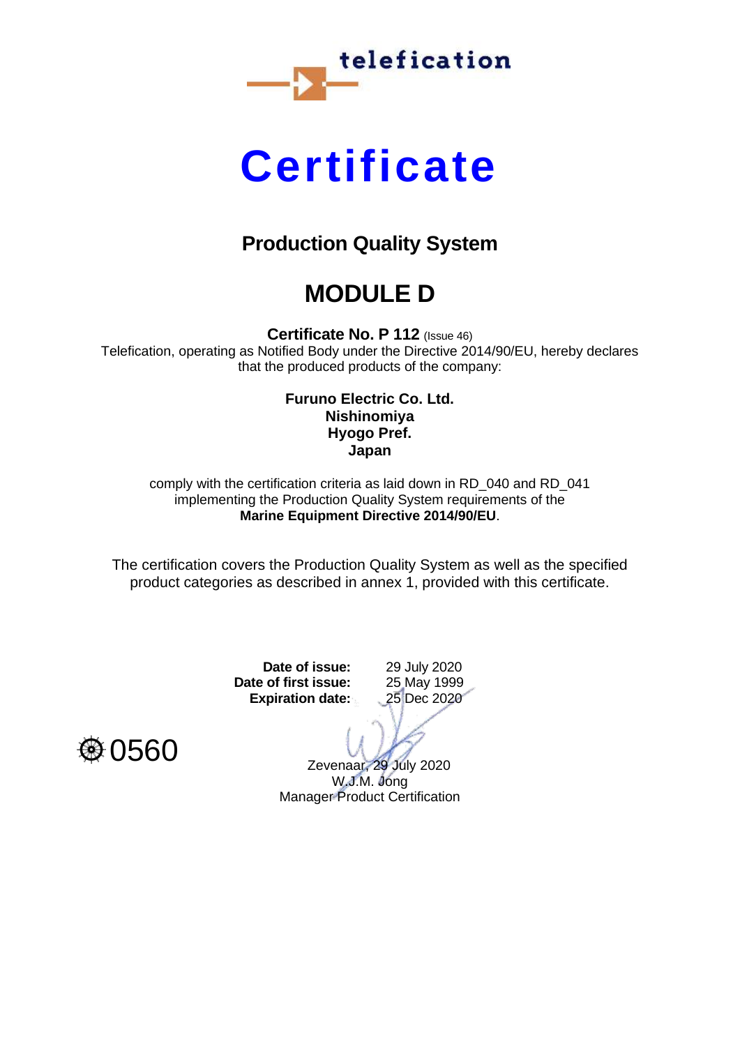telefication

# Certificate

## Production Quality System

## MODULE D

**Certificate No. P 112** (Issue 46)

Telefication, operating as Notified Body under the Directive 2014/90/EU, hereby declares that the produced products of the company:

**Furuno Electric Co. Ltd.**
**Nishinomiya**
**Hyogo Pref.**
**Japan**

comply with the certification criteria as laid down in RD_040 and RD_041 implementing the Production Quality System requirements of the **Marine Equipment Directive 2014/90/EU**.

The certification covers the Production Quality System as well as the specified product categories as described in annex 1, provided with this certificate.

**Date of issue:** 29 July 2020
**Date of first issue:** 25 May 1999
**Expiration date:** 25 Dec 2020

0560

Zevenaar, 29 July 2020
W.J.M. Jong
Manager Product Certification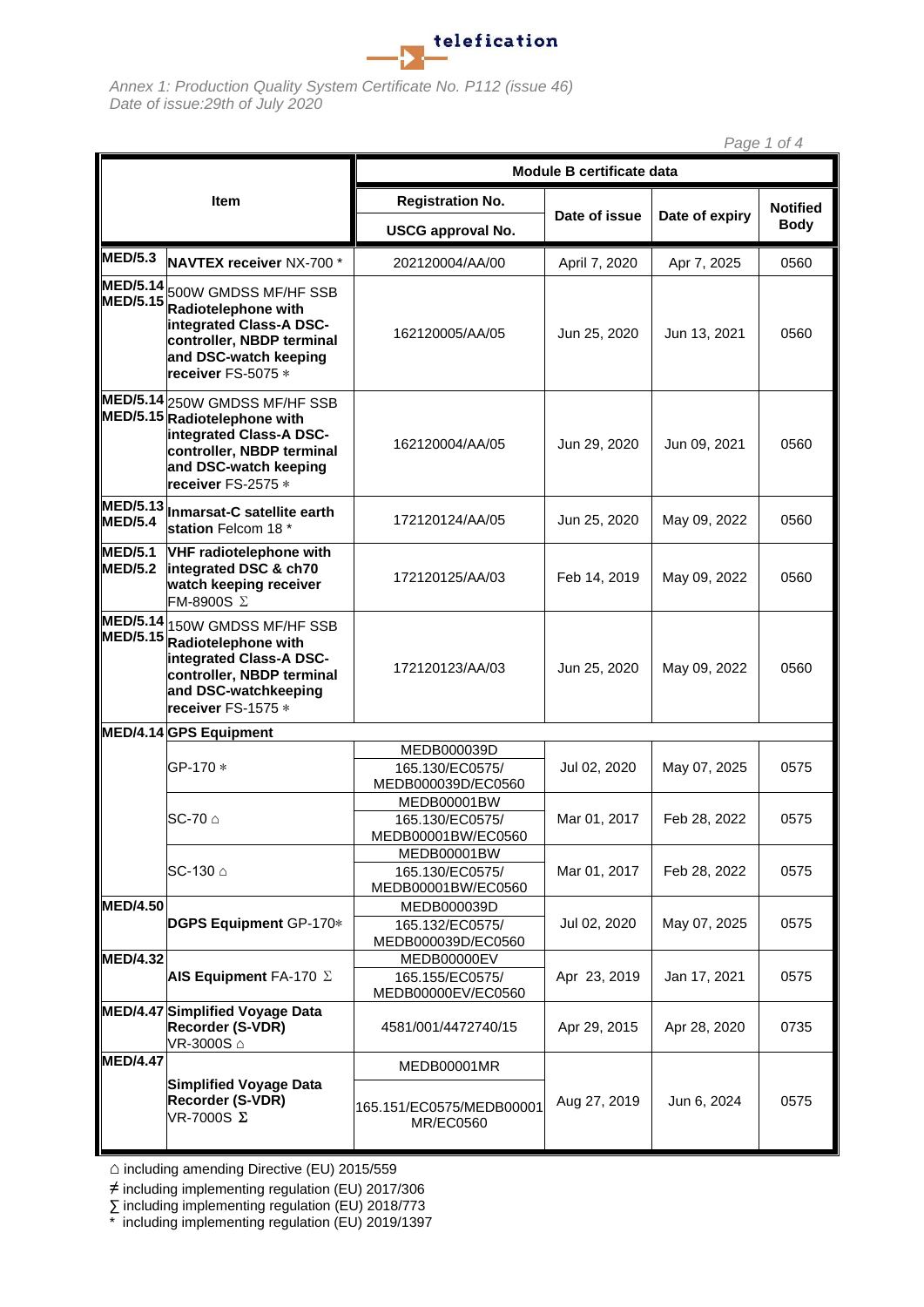*Annex 1: Production Quality System Certificate No. P112 (issue 46)*
*Date of issue:29th of July 2020*

| Item | | Module B certificate data | | | |
|---|---|---|---|---|---|
| | | Registration No. / USCG approval No. | Date of issue | Date of expiry | Notified Body |
| **MED/5.3** | **NAVTEX receiver** NX-700 * | 202120004/AA/00 | April 7, 2020 | Apr 7, 2025 | 0560 |
| **MED/5.14 MED/5.15** | 500W GMDSS MF/HF SSB **Radiotelephone with integrated Class-A DSC-controller, NBDP terminal and DSC-watch keeping receiver** FS-5075 * | 162120005/AA/05 | Jun 25, 2020 | Jun 13, 2021 | 0560 |
| **MED/5.14 MED/5.15** | 250W GMDSS MF/HF SSB **Radiotelephone with integrated Class-A DSC-controller, NBDP terminal and DSC-watch keeping receiver** FS-2575 * | 162120004/AA/05 | Jun 29, 2020 | Jun 09, 2021 | 0560 |
| **MED/5.13 MED/5.4** | **Inmarsat-C satellite earth station** Felcom 18 * | 172120124/AA/05 | Jun 25, 2020 | May 09, 2022 | 0560 |
| **MED/5.1 MED/5.2** | **VHF radiotelephone with integrated DSC & ch70 watch keeping receiver** FM-8900S ∑ | 172120125/AA/03 | Feb 14, 2019 | May 09, 2022 | 0560 |
| **MED/5.14 MED/5.15** | 150W GMDSS MF/HF SSB **Radiotelephone with integrated Class-A DSC-controller, NBDP terminal and DSC-watchkeeping receiver** FS-1575 * | 172120123/AA/03 | Jun 25, 2020 | May 09, 2022 | 0560 |
| **MED/4.14** | **GPS Equipment** | | | | |
| | GP-170 * | MEDB000039D / 165.130/EC0575/ MEDB000039D/EC0560 | Jul 02, 2020 | May 07, 2025 | 0575 |
| | SC-70 ⌂ | MEDB00001BW / 165.130/EC0575/ MEDB00001BW/EC0560 | Mar 01, 2017 | Feb 28, 2022 | 0575 |
| | SC-130 ⌂ | MEDB00001BW / 165.130/EC0575/ MEDB00001BW/EC0560 | Mar 01, 2017 | Feb 28, 2022 | 0575 |
| **MED/4.50** | **DGPS Equipment** GP-170* | MEDB000039D / 165.132/EC0575/ MEDB000039D/EC0560 | Jul 02, 2020 | May 07, 2025 | 0575 |
| **MED/4.32** | **AIS Equipment** FA-170 ∑ | MEDB00000EV / 165.155/EC0575/ MEDB00000EV/EC0560 | Apr 23, 2019 | Jan 17, 2021 | 0575 |
| **MED/4.47** | **Simplified Voyage Data Recorder (S-VDR)** VR-3000S ⌂ | 4581/001/4472740/15 | Apr 29, 2015 | Apr 28, 2020 | 0735 |
| **MED/4.47** | **Simplified Voyage Data Recorder (S-VDR)** VR-7000S ∑ | MEDB00001MR / 165.151/EC0575/MEDB00001MR/EC0560 | Aug 27, 2019 | Jun 6, 2024 | 0575 |

⌂ including amending Directive (EU) 2015/559

≠ including implementing regulation (EU) 2017/306

∑ including implementing regulation (EU) 2018/773

\* including implementing regulation (EU) 2019/1397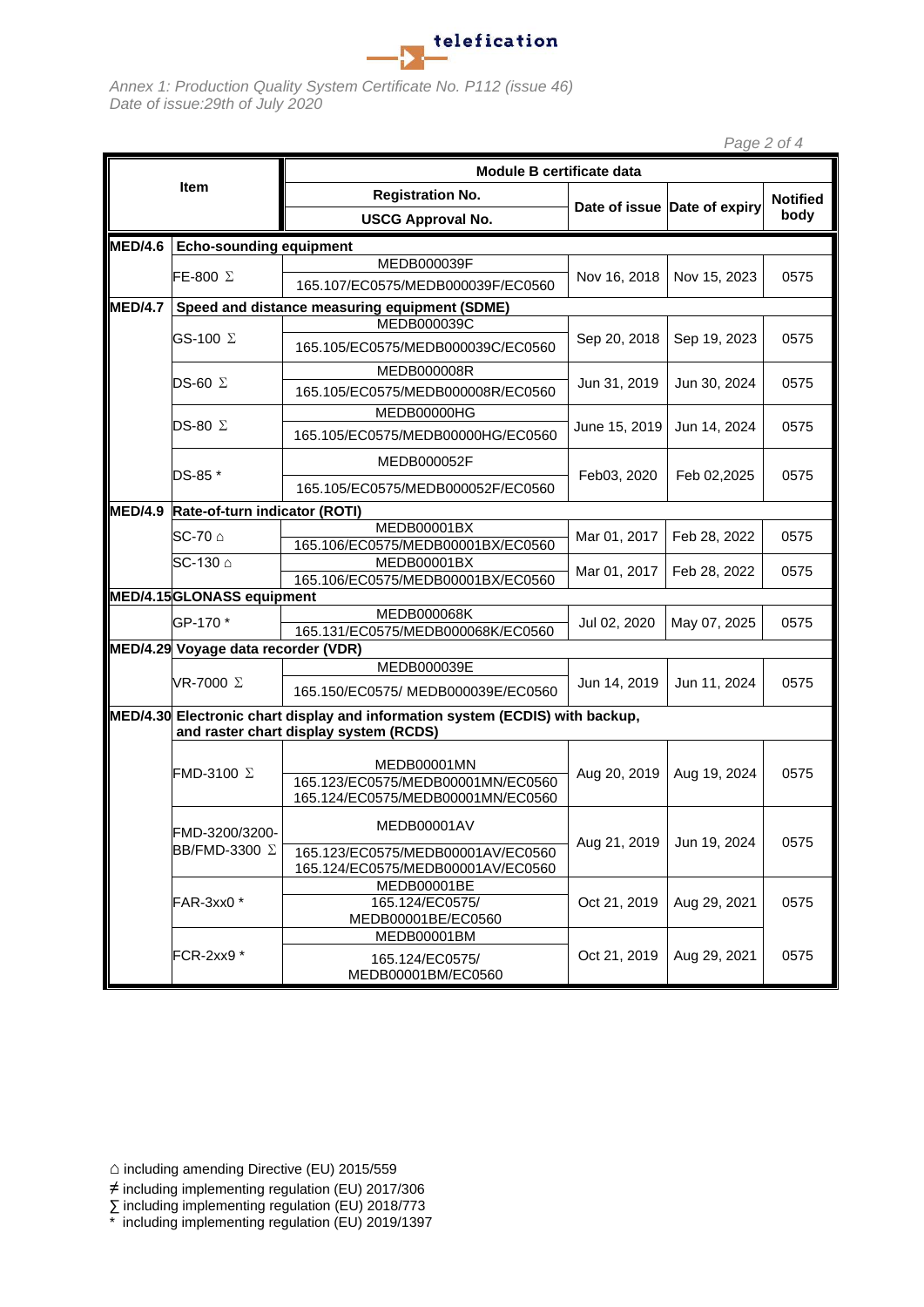*Annex 1: Production Quality System Certificate No. P112 (issue 46)*
*Date of issue:29th of July 2020*

| Item | | Module B certificate data | | | |
|---|---|---|---|---|---|
| | | Registration No. / USCG Approval No. | Date of issue | Date of expiry | Notified body |
| **MED/4.6** | **Echo-sounding equipment** | | | | |
| | FE-800 Σ | MEDB000039F<br>165.107/EC0575/MEDB000039F/EC0560 | Nov 16, 2018 | Nov 15, 2023 | 0575 |
| **MED/4.7** | **Speed and distance measuring equipment (SDME)** | | | | |
| | GS-100 Σ | MEDB000039C<br>165.105/EC0575/MEDB000039C/EC0560 | Sep 20, 2018 | Sep 19, 2023 | 0575 |
| | DS-60 Σ | MEDB000008R<br>165.105/EC0575/MEDB000008R/EC0560 | Jun 31, 2019 | Jun 30, 2024 | 0575 |
| | DS-80 Σ | MEDB00000HG<br>165.105/EC0575/MEDB00000HG/EC0560 | June 15, 2019 | Jun 14, 2024 | 0575 |
| | DS-85 * | MEDB000052F<br>165.105/EC0575/MEDB000052F/EC0560 | Feb03, 2020 | Feb 02,2025 | 0575 |
| **MED/4.9** | **Rate-of-turn indicator (ROTI)** | | | | |
| | SC-70 ⌂ | MEDB00001BX<br>165.106/EC0575/MEDB00001BX/EC0560 | Mar 01, 2017 | Feb 28, 2022 | 0575 |
| | SC-130 ⌂ | MEDB00001BX<br>165.106/EC0575/MEDB00001BX/EC0560 | Mar 01, 2017 | Feb 28, 2022 | 0575 |
| **MED/4.15** | **GLONASS equipment** | | | | |
| | GP-170 * | MEDB000068K<br>165.131/EC0575/MEDB000068K/EC0560 | Jul 02, 2020 | May 07, 2025 | 0575 |
| **MED/4.29** | **Voyage data recorder (VDR)** | | | | |
| | VR-7000 Σ | MEDB000039E<br>165.150/EC0575/ MEDB000039E/EC0560 | Jun 14, 2019 | Jun 11, 2024 | 0575 |
| **MED/4.30** | **Electronic chart display and information system (ECDIS) with backup, and raster chart display system (RCDS)** | | | | |
| | FMD-3100 Σ | MEDB00001MN<br>165.123/EC0575/MEDB00001MN/EC0560<br>165.124/EC0575/MEDB00001MN/EC0560 | Aug 20, 2019 | Aug 19, 2024 | 0575 |
| | FMD-3200/3200-BB/FMD-3300 Σ | MEDB00001AV<br>165.123/EC0575/MEDB00001AV/EC0560<br>165.124/EC0575/MEDB00001AV/EC0560 | Aug 21, 2019 | Jun 19, 2024 | 0575 |
| | FAR-3xx0 * | MEDB00001BE<br>165.124/EC0575/<br>MEDB00001BE/EC0560 | Oct 21, 2019 | Aug 29, 2021 | 0575 |
| | FCR-2xx9 * | MEDB00001BM<br>165.124/EC0575/<br>MEDB00001BM/EC0560 | Oct 21, 2019 | Aug 29, 2021 | 0575 |

⌂ including amending Directive (EU) 2015/559
≠ including implementing regulation (EU) 2017/306
∑ including implementing regulation (EU) 2018/773
* including implementing regulation (EU) 2019/1397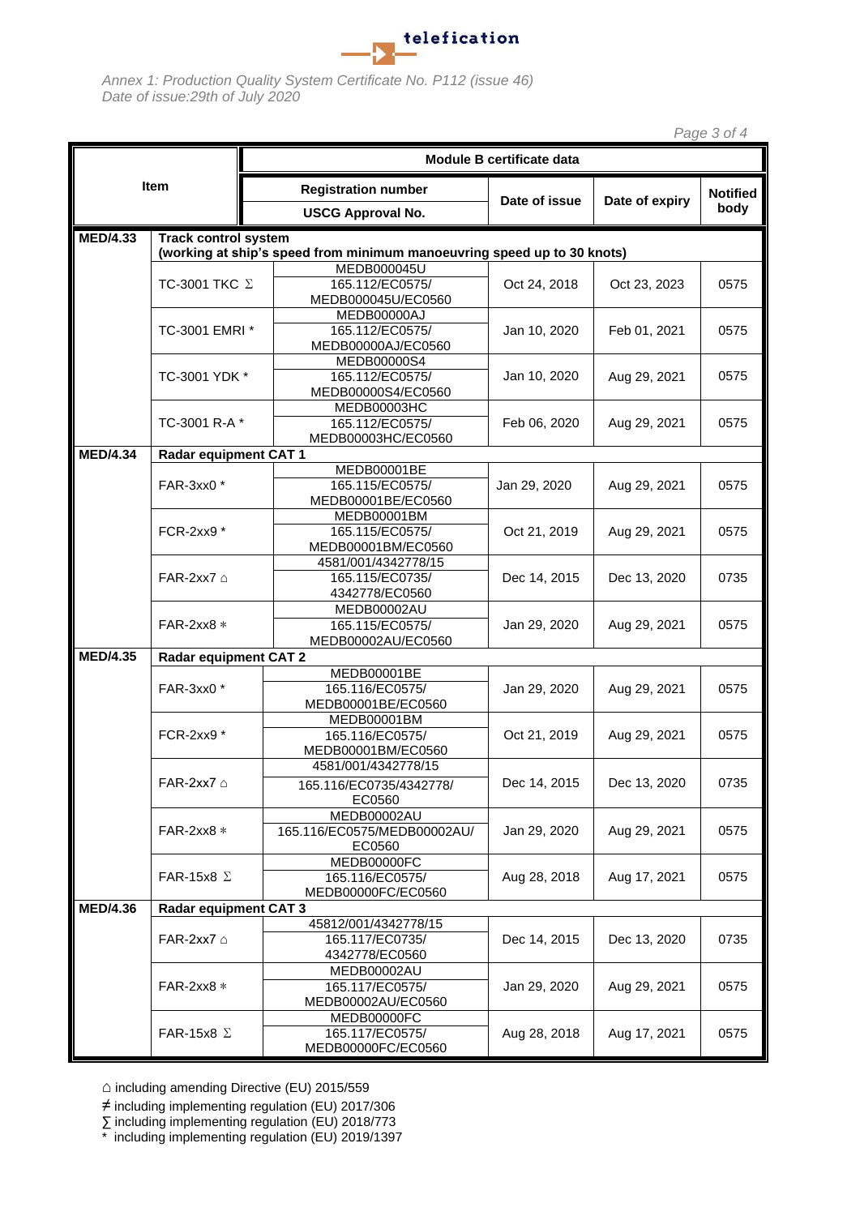Annex 1: Production Quality System Certificate No. P112 (issue 46)
Date of issue:29th of July 2020

| Item | | Module B certificate data | | | |
|---|---|---|---|---|---|
| | | Registration number / USCG Approval No. | Date of issue | Date of expiry | Notified body |
| **MED/4.33** | **Track control system (working at ship's speed from minimum manoeuvring speed up to 30 knots)** | | | | |
| | TC-3001 TKC ∑ | MEDB000045U<br>165.112/EC0575/ MEDB000045U/EC0560 | Oct 24, 2018 | Oct 23, 2023 | 0575 |
| | TC-3001 EMRI * | MEDB00000AJ<br>165.112/EC0575/ MEDB00000AJ/EC0560 | Jan 10, 2020 | Feb 01, 2021 | 0575 |
| | TC-3001 YDK * | MEDB00000S4<br>165.112/EC0575/ MEDB00000S4/EC0560 | Jan 10, 2020 | Aug 29, 2021 | 0575 |
| | TC-3001 R-A * | MEDB00003HC<br>165.112/EC0575/ MEDB00003HC/EC0560 | Feb 06, 2020 | Aug 29, 2021 | 0575 |
| **MED/4.34** | **Radar equipment CAT 1** | | | | |
| | FAR-3xx0 * | MEDB00001BE<br>165.115/EC0575/ MEDB00001BE/EC0560 | Jan 29, 2020 | Aug 29, 2021 | 0575 |
| | FCR-2xx9 * | MEDB00001BM<br>165.115/EC0575/ MEDB00001BM/EC0560 | Oct 21, 2019 | Aug 29, 2021 | 0575 |
| | FAR-2xx7 ⌂ | 4581/001/4342778/15<br>165.115/EC0735/ 4342778/EC0560 | Dec 14, 2015 | Dec 13, 2020 | 0735 |
| | FAR-2xx8 * | MEDB00002AU<br>165.115/EC0575/ MEDB00002AU/EC0560 | Jan 29, 2020 | Aug 29, 2021 | 0575 |
| **MED/4.35** | **Radar equipment CAT 2** | | | | |
| | FAR-3xx0 * | MEDB00001BE<br>165.116/EC0575/ MEDB00001BE/EC0560 | Jan 29, 2020 | Aug 29, 2021 | 0575 |
| | FCR-2xx9 * | MEDB00001BM<br>165.116/EC0575/ MEDB00001BM/EC0560 | Oct 21, 2019 | Aug 29, 2021 | 0575 |
| | FAR-2xx7 ⌂ | 4581/001/4342778/15<br>165.116/EC0735/4342778/ EC0560 | Dec 14, 2015 | Dec 13, 2020 | 0735 |
| | FAR-2xx8 * | MEDB00002AU<br>165.116/EC0575/MEDB00002AU/ EC0560 | Jan 29, 2020 | Aug 29, 2021 | 0575 |
| | FAR-15x8 ∑ | MEDB00000FC<br>165.116/EC0575/ MEDB00000FC/EC0560 | Aug 28, 2018 | Aug 17, 2021 | 0575 |
| **MED/4.36** | **Radar equipment CAT 3** | | | | |
| | FAR-2xx7 ⌂ | 45812/001/4342778/15<br>165.117/EC0735/ 4342778/EC0560 | Dec 14, 2015 | Dec 13, 2020 | 0735 |
| | FAR-2xx8 * | MEDB00002AU<br>165.117/EC0575/ MEDB00002AU/EC0560 | Jan 29, 2020 | Aug 29, 2021 | 0575 |
| | FAR-15x8 ∑ | MEDB00000FC<br>165.117/EC0575/ MEDB00000FC/EC0560 | Aug 28, 2018 | Aug 17, 2021 | 0575 |

⌂ including amending Directive (EU) 2015/559

≠ including implementing regulation (EU) 2017/306

∑ including implementing regulation (EU) 2018/773

* including implementing regulation (EU) 2019/1397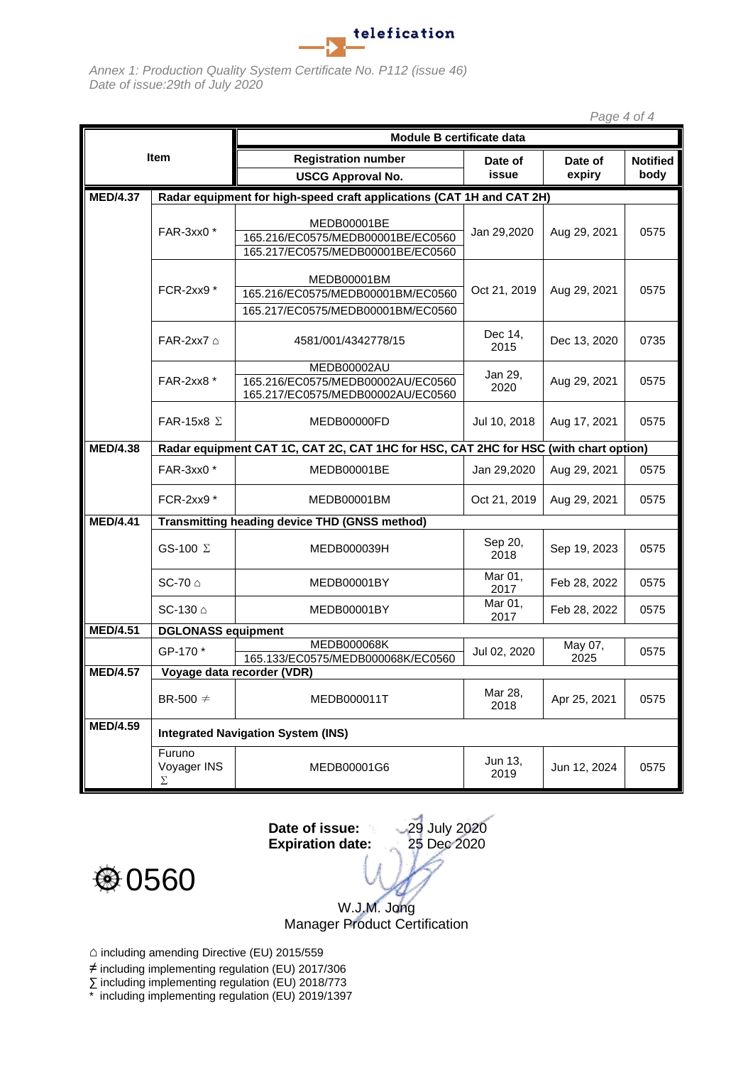telefication

*Annex 1: Production Quality System Certificate No. P112 (issue 46)*
*Date of issue:29th of July 2020*

| Item | | Module B certificate data | | | |
|---|---|---|---|---|---|
| | | Registration number / USCG Approval No. | Date of issue | Date of expiry | Notified body |
| **MED/4.37** | **Radar equipment for high-speed craft applications (CAT 1H and CAT 2H)** | | | | |
| | FAR-3xx0 * | MEDB00001BE<br>165.216/EC0575/MEDB00001BE/EC0560<br>165.217/EC0575/MEDB00001BE/EC0560 | Jan 29,2020 | Aug 29, 2021 | 0575 |
| | FCR-2xx9 * | MEDB00001BM<br>165.216/EC0575/MEDB00001BM/EC0560<br>165.217/EC0575/MEDB00001BM/EC0560 | Oct 21, 2019 | Aug 29, 2021 | 0575 |
| | FAR-2xx7 ⌂ | 4581/001/4342778/15 | Dec 14, 2015 | Dec 13, 2020 | 0735 |
| | FAR-2xx8 * | MEDB00002AU<br>165.216/EC0575/MEDB00002AU/EC0560<br>165.217/EC0575/MEDB00002AU/EC0560 | Jan 29, 2020 | Aug 29, 2021 | 0575 |
| | FAR-15x8 ∑ | MEDB00000FD | Jul 10, 2018 | Aug 17, 2021 | 0575 |
| **MED/4.38** | **Radar equipment CAT 1C, CAT 2C, CAT 1HC for HSC, CAT 2HC for HSC (with chart option)** | | | | |
| | FAR-3xx0 * | MEDB00001BE | Jan 29,2020 | Aug 29, 2021 | 0575 |
| | FCR-2xx9 * | MEDB00001BM | Oct 21, 2019 | Aug 29, 2021 | 0575 |
| **MED/4.41** | **Transmitting heading device THD (GNSS method)** | | | | |
| | GS-100 ∑ | MEDB000039H | Sep 20, 2018 | Sep 19, 2023 | 0575 |
| | SC-70 ⌂ | MEDB00001BY | Mar 01, 2017 | Feb 28, 2022 | 0575 |
| | SC-130 ⌂ | MEDB00001BY | Mar 01, 2017 | Feb 28, 2022 | 0575 |
| **MED/4.51** | **DGLONASS equipment** | | | | |
| | GP-170 * | MEDB000068K<br>165.133/EC0575/MEDB000068K/EC0560 | Jul 02, 2020 | May 07, 2025 | 0575 |
| **MED/4.57** | **Voyage data recorder (VDR)** | | | | |
| | BR-500 ≠ | MEDB000011T | Mar 28, 2018 | Apr 25, 2021 | 0575 |
| **MED/4.59** | **Integrated Navigation System (INS)** | | | | |
| | Furuno Voyager INS ∑ | MEDB00001G6 | Jun 13, 2019 | Jun 12, 2024 | 0575 |

**Date of issue:** 29 July 2020
**Expiration date:** 25 Dec 2020

0560

W.J.M. Jong
Manager Product Certification

⌂ including amending Directive (EU) 2015/559
≠ including implementing regulation (EU) 2017/306
∑ including implementing regulation (EU) 2018/773
\* including implementing regulation (EU) 2019/1397